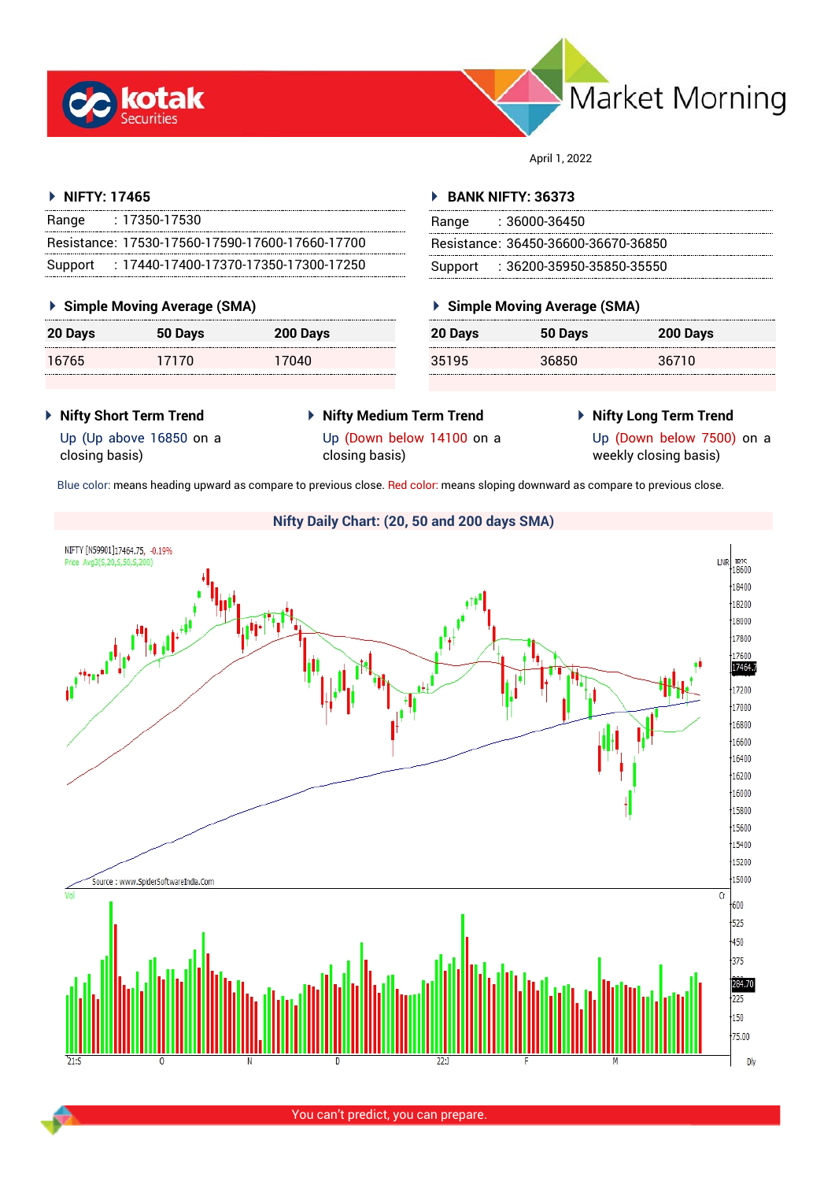# Market Morning

April 1, 2022

## NIFTY: 17465

| | |
|---|---|
| Range | : 17350-17530 |
| Resistance: | 17530-17560-17590-17600-17660-17700 |
| Support | : 17440-17400-17370-17350-17300-17250 |

### Simple Moving Average (SMA)

| 20 Days | 50 Days | 200 Days |
|---|---|---|
| 16765 | 17170 | 17040 |

## BANK NIFTY: 36373

| | |
|---|---|
| Range | : 36000-36450 |
| Resistance: | 36450-36600-36670-36850 |
| Support | : 36200-35950-35850-35550 |

### Simple Moving Average (SMA)

| 20 Days | 50 Days | 200 Days |
|---|---|---|
| 35195 | 36850 | 36710 |

### Nifty Short Term Trend

Up (Up above 16850 on a closing basis)

### Nifty Medium Term Trend

Up (Down below 14100 on a closing basis)

### Nifty Long Term Trend

Up (Down below 7500) on a weekly closing basis)

Blue color: means heading upward as compare to previous close. Red color: means sloping downward as compare to previous close.

### Nifty Daily Chart: (20, 50 and 200 days SMA)

You can't predict, you can prepare.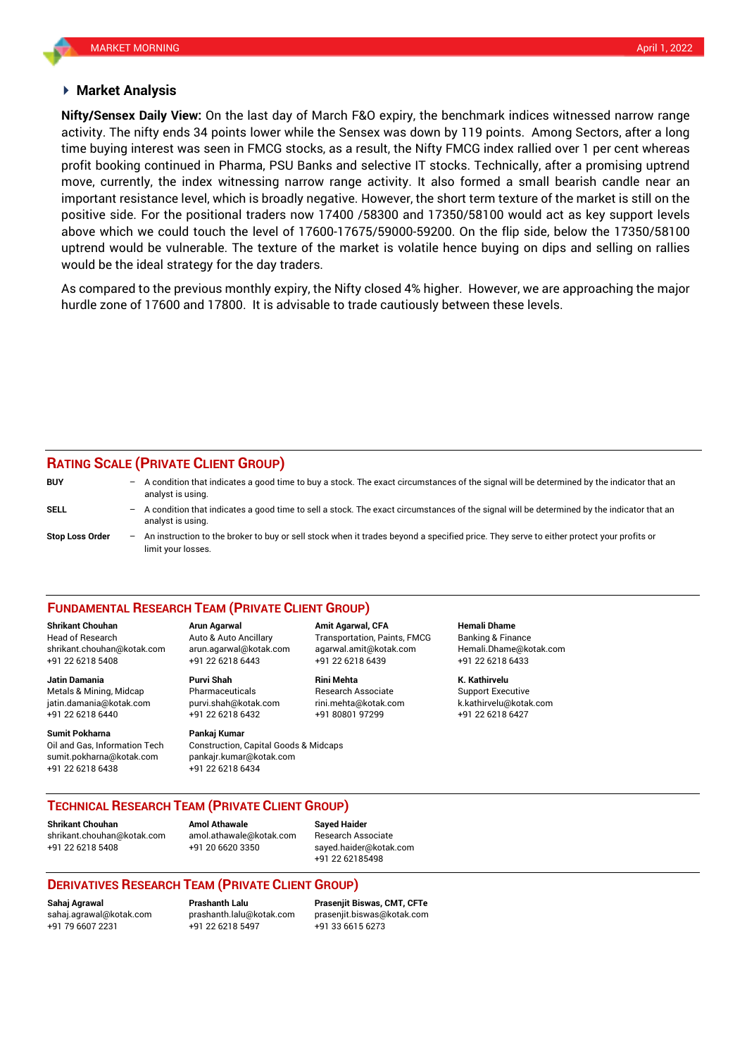## Market Analysis

**Nifty/Sensex Daily View:** On the last day of March F&O expiry, the benchmark indices witnessed narrow range activity. The nifty ends 34 points lower while the Sensex was down by 119 points. Among Sectors, after a long time buying interest was seen in FMCG stocks, as a result, the Nifty FMCG index rallied over 1 per cent whereas profit booking continued in Pharma, PSU Banks and selective IT stocks. Technically, after a promising uptrend move, currently, the index witnessing narrow range activity. It also formed a small bearish candle near an important resistance level, which is broadly negative. However, the short term texture of the market is still on the positive side. For the positional traders now 17400 /58300 and 17350/58100 would act as key support levels above which we could touch the level of 17600-17675/59000-59200. On the flip side, below the 17350/58100 uptrend would be vulnerable. The texture of the market is volatile hence buying on dips and selling on rallies would be the ideal strategy for the day traders.

As compared to the previous monthly expiry, the Nifty closed 4% higher. However, we are approaching the major hurdle zone of 17600 and 17800. It is advisable to trade cautiously between these levels.

## RATING SCALE (PRIVATE CLIENT GROUP)

**BUY** – A condition that indicates a good time to buy a stock. The exact circumstances of the signal will be determined by the indicator that an analyst is using.

**SELL** – A condition that indicates a good time to sell a stock. The exact circumstances of the signal will be determined by the indicator that an analyst is using.

**Stop Loss Order** – An instruction to the broker to buy or sell stock when it trades beyond a specified price. They serve to either protect your profits or limit your losses.

## FUNDAMENTAL RESEARCH TEAM (PRIVATE CLIENT GROUP)

**Shrikant Chouhan**
Head of Research
shrikant.chouhan@kotak.com
+91 22 6218 5408

**Arun Agarwal**
Auto & Auto Ancillary
arun.agarwal@kotak.com
+91 22 6218 6443

**Amit Agarwal, CFA**
Transportation, Paints, FMCG
agarwal.amit@kotak.com
+91 22 6218 6439

**Hemali Dhame**
Banking & Finance
Hemali.Dhame@kotak.com
+91 22 6218 6433

**Jatin Damania**
Metals & Mining, Midcap
jatin.damania@kotak.com
+91 22 6218 6440

**Purvi Shah**
Pharmaceuticals
purvi.shah@kotak.com
+91 22 6218 6432

**Rini Mehta**
Research Associate
rini.mehta@kotak.com
+91 80801 97299

**K. Kathirvelu**
Support Executive
k.kathirvelu@kotak.com
+91 22 6218 6427

**Sumit Pokharna**
Oil and Gas, Information Tech
sumit.pokharna@kotak.com
+91 22 6218 6438

**Pankaj Kumar**
Construction, Capital Goods & Midcaps
pankajr.kumar@kotak.com
+91 22 6218 6434

## TECHNICAL RESEARCH TEAM (PRIVATE CLIENT GROUP)

**Shrikant Chouhan**
shrikant.chouhan@kotak.com
+91 22 6218 5408

**Amol Athawale**
amol.athawale@kotak.com
+91 20 6620 3350

**Sayed Haider**
Research Associate
sayed.haider@kotak.com
+91 22 62185498

## DERIVATIVES RESEARCH TEAM (PRIVATE CLIENT GROUP)

**Sahaj Agrawal**
sahaj.agrawal@kotak.com
+91 79 6607 2231

**Prashanth Lalu**
prashanth.lalu@kotak.com
+91 22 6218 5497

**Prasenjit Biswas, CMT, CFTe**
prasenjit.biswas@kotak.com
+91 33 6615 6273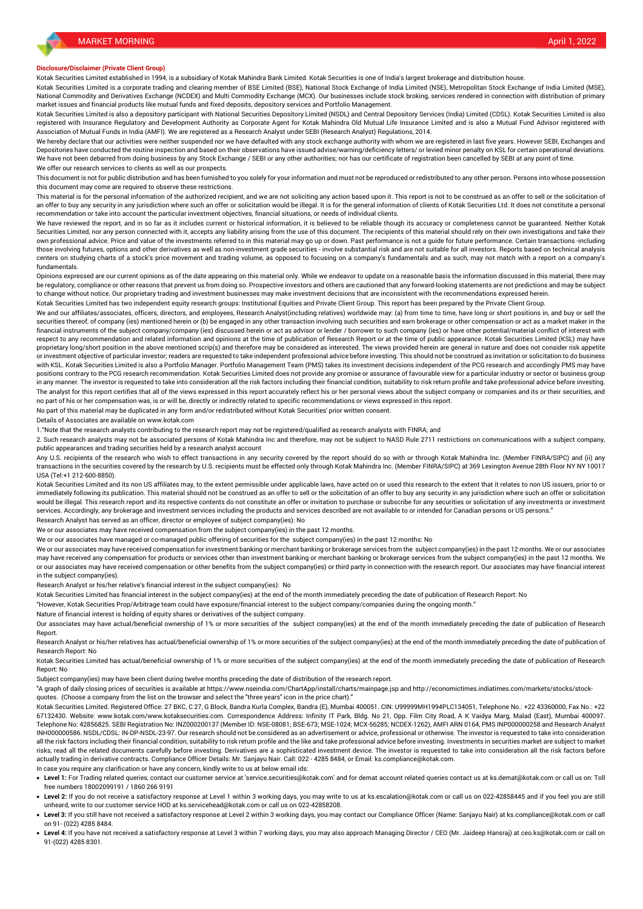**Disclosure/Disclaimer (Private Client Group)**

Kotak Securities Limited established in 1994, is a subsidiary of Kotak Mahindra Bank Limited. Kotak Securities is one of India's largest brokerage and distribution house.

Kotak Securities Limited is a corporate trading and clearing member of BSE Limited (BSE), National Stock Exchange of India Limited (NSE), Metropolitan Stock Exchange of India Limited (MSE), National Commodity and Derivatives Exchange (NCDEX) and Multi Commodity Exchange (MCX). Our businesses include stock broking, services rendered in connection with distribution of primary market issues and financial products like mutual funds and fixed deposits, depository services and Portfolio Management.

Kotak Securities Limited is also a depository participant with National Securities Depository Limited (NSDL) and Central Depository Services (India) Limited (CDSL). Kotak Securities Limited is also registered with Insurance Regulatory and Development Authority as Corporate Agent for Kotak Mahindra Old Mutual Life Insurance Limited and is also a Mutual Fund Advisor registered with Association of Mutual Funds in India (AMFI). We are registered as a Research Analyst under SEBI (Research Analyst) Regulations, 2014.

We hereby declare that our activities were neither suspended nor we have defaulted with any stock exchange authority with whom we are registered in last five years. However SEBI, Exchanges and Depositories have conducted the routine inspection and based on their observations have issued advise/warning/deficiency letters/ or levied minor penalty on KSL for certain operational deviations. We have not been debarred from doing business by any Stock Exchange / SEBI or any other authorities; nor has our certificate of registration been cancelled by SEBI at any point of time.

We offer our research services to clients as well as our prospects.

This document is not for public distribution and has been furnished to you solely for your information and must not be reproduced or redistributed to any other person. Persons into whose possession this document may come are required to observe these restrictions.

This material is for the personal information of the authorized recipient, and we are not soliciting any action based upon it. This report is not to be construed as an offer to sell or the solicitation of an offer to buy any security in any jurisdiction where such an offer or solicitation would be illegal. It is for the general information of clients of Kotak Securities Ltd. It does not constitute a personal recommendation or take into account the particular investment objectives, financial situations, or needs of individual clients.

We have reviewed the report, and in so far as it includes current or historical information, it is believed to be reliable though its accuracy or completeness cannot be guaranteed. Neither Kotak Securities Limited, nor any person connected with it, accepts any liability arising from the use of this document. The recipients of this material should rely on their own investigations and take their own professional advice. Price and value of the investments referred to in this material may go up or down. Past performance is not a guide for future performance. Certain transactions -including those involving futures, options and other derivatives as well as non-investment grade securities - involve substantial risk and are not suitable for all investors. Reports based on technical analysis centers on studying charts of a stock's price movement and trading volume, as opposed to focusing on a company's fundamentals and as such, may not match with a report on a company's fundamentals.

Opinions expressed are our current opinions as of the date appearing on this material only. While we endeavor to update on a reasonable basis the information discussed in this material, there may be regulatory, compliance or other reasons that prevent us from doing so. Prospective investors and others are cautioned that any forward-looking statements are not predictions and may be subject to change without notice. Our proprietary trading and investment businesses may make investment decisions that are inconsistent with the recommendations expressed herein.

Kotak Securities Limited has two independent equity research groups: Institutional Equities and Private Client Group. This report has been prepared by the Private Client Group.

We and our affiliates/associates, officers, directors, and employees, Research Analyst(including relatives) worldwide may: (a) from time to time, have long or short positions in, and buy or sell the securities thereof, of company (ies) mentioned herein or (b) be engaged in any other transaction involving such securities and earn brokerage or other compensation or act as a market maker in the financial instruments of the subject company/company (ies) discussed herein or act as advisor or lender / borrower to such company (ies) or have other potential/material conflict of interest with respect to any recommendation and related information and opinions at the time of publication of Research Report or at the time of public appearance. Kotak Securities Limited (KSL) may have proprietary long/short position in the above mentioned scrip(s) and therefore may be considered as interested. The views provided herein are general in nature and does not consider risk appetite or investment objective of particular investor; readers are requested to take independent professional advice before investing. This should not be construed as invitation or solicitation to do business with KSL. Kotak Securities Limited is also a Portfolio Manager. Portfolio Management Team (PMS) takes its investment decisions independent of the PCG research and accordingly PMS may have positions contrary to the PCG research recommendation. Kotak Securities Limited does not provide any promise or assurance of favourable view for a particular industry or sector or business group in any manner. The investor is requested to take into consideration all the risk factors including their financial condition, suitability to risk return profile and take professional advice before investing.

The analyst for this report certifies that all of the views expressed in this report accurately reflect his or her personal views about the subject company or companies and its or their securities, and no part of his or her compensation was, is or will be, directly or indirectly related to specific recommendations or views expressed in this report.

No part of this material may be duplicated in any form and/or redistributed without Kotak Securities' prior written consent.

Details of Associates are available on www.kotak.com

1."Note that the research analysts contributing to the research report may not be registered/qualified as research analysts with FINRA; and

2. Such research analysts may not be associated persons of Kotak Mahindra Inc and therefore, may not be subject to NASD Rule 2711 restrictions on communications with a subject company, public appearances and trading securities held by a research analyst account

Any U.S. recipients of the research who wish to effect transactions in any security covered by the report should do so with or through Kotak Mahindra Inc. (Member FINRA/SIPC) and (ii) any transactions in the securities covered by the research by U.S. recipients must be effected only through Kotak Mahindra Inc. (Member FINRA/SIPC) at 369 Lexington Avenue 28th Floor NY NY 10017 USA (Tel:+1 212-600-8850).

Kotak Securities Limited and its non US affiliates may, to the extent permissible under applicable laws, have acted on or used this research to the extent that it relates to non US issuers, prior to or immediately following its publication. This material should not be construed as an offer to sell or the solicitation of an offer to buy any security in any jurisdiction where such an offer or solicitation would be illegal. This research report and its respective contents do not constitute an offer or invitation to purchase or subscribe for any securities or solicitation of any investments or investment services. Accordingly, any brokerage and investment services including the products and services described are not available to or intended for Canadian persons or US persons."

Research Analyst has served as an officer, director or employee of subject company(ies): No

We or our associates may have received compensation from the subject company(ies) in the past 12 months.

We or our associates have managed or co-managed public offering of securities for the subject company(ies) in the past 12 months: No

We or our associates may have received compensation for investment banking or merchant banking or brokerage services from the subject company(ies) in the past 12 months. We or our associates may have received any compensation for products or services other than investment banking or merchant banking or brokerage services from the subject company(ies) in the past 12 months. We or our associates may have received compensation or other benefits from the subject company(ies) or third party in connection with the research report. Our associates may have financial interest in the subject company(ies).

Research Analyst or his/her relative's financial interest in the subject company(ies): No

Kotak Securities Limited has financial interest in the subject company(ies) at the end of the month immediately preceding the date of publication of Research Report: No

"However, Kotak Securities Prop/Arbitrage team could have exposure/financial interest to the subject company/companies during the ongoing month."

Nature of financial interest is holding of equity shares or derivatives of the subject company.

Our associates may have actual/beneficial ownership of 1% or more securities of the subject company(ies) at the end of the month immediately preceding the date of publication of Research Report.

Research Analyst or his/her relatives has actual/beneficial ownership of 1% or more securities of the subject company(ies) at the end of the month immediately preceding the date of publication of Research Report: No

Kotak Securities Limited has actual/beneficial ownership of 1% or more securities of the subject company(ies) at the end of the month immediately preceding the date of publication of Research Report: No

Subject company(ies) may have been client during twelve months preceding the date of distribution of the research report.

"A graph of daily closing prices of securities is available at https://www.nseindia.com/ChartApp/install/charts/mainpage.jsp and http://economictimes.indiatimes.com/markets/stocks/stock-quotes. (Choose a company from the list on the browser and select the "three years" icon in the price chart)."

Kotak Securities Limited. Registered Office: 27 BKC, C 27, G Block, Bandra Kurla Complex, Bandra (E), Mumbai 400051. CIN: U99999MH1994PLC134051, Telephone No.: +22 43360000, Fax No.: +22 67132430. Website: www.kotak.com/www.kotaksecurities.com. Correspondence Address: Infinity IT Park, Bldg. No 21, Opp. Film City Road, A K Vaidya Marg, Malad (East), Mumbai 400097. Telephone No: 42856825. SEBI Registration No: INZ000200137 (Member ID: NSE-08081; BSE-673; MSE-1024; MCX-56285; NCDEX-1262), AMFI ARN 0164, PMS INP000000258 and Research Analyst INH000000586. NSDL/CDSL: IN-DP-NSDL-23-97. Our research should not be considered as an advertisement or advice, professional or otherwise. The investor is requested to take into consideration all the risk factors including their financial condition, suitability to risk return profile and the like and take professional advice before investing. Investments in securities market are subject to market risks, read all the related documents carefully before investing. Derivatives are a sophisticated investment device. The investor is requested to take into consideration all the risk factors before actually trading in derivative contracts. Compliance Officer Details: Mr. Sanjayu Nair. Call: 022 - 4285 8484, or Email: ks.compliance@kotak.com.

In case you require any clarification or have any concern, kindly write to us at below email ids:

- **Level 1:** For Trading related queries, contact our customer service at 'service.securities@kotak.com' and for demat account related queries contact us at ks.demat@kotak.com or call us on: Toll free numbers 18002099191 / 1860 266 9191
- **Level 2:** If you do not receive a satisfactory response at Level 1 within 3 working days, you may write to us at ks.escalation@kotak.com or call us on 022-42858445 and if you feel you are still unheard, write to our customer service HOD at ks.servicehead@kotak.com or call us on 022-42858208.
- **Level 3:** If you still have not received a satisfactory response at Level 2 within 3 working days, you may contact our Compliance Officer (Name: Sanjayu Nair) at ks.compliance@kotak.com or call on 91- (022) 4285 8484.
- **Level 4:** If you have not received a satisfactory response at Level 3 within 7 working days, you may also approach Managing Director / CEO (Mr. Jaideep Hansraj) at ceo.ks@kotak.com or call on 91-(022) 4285 8301.